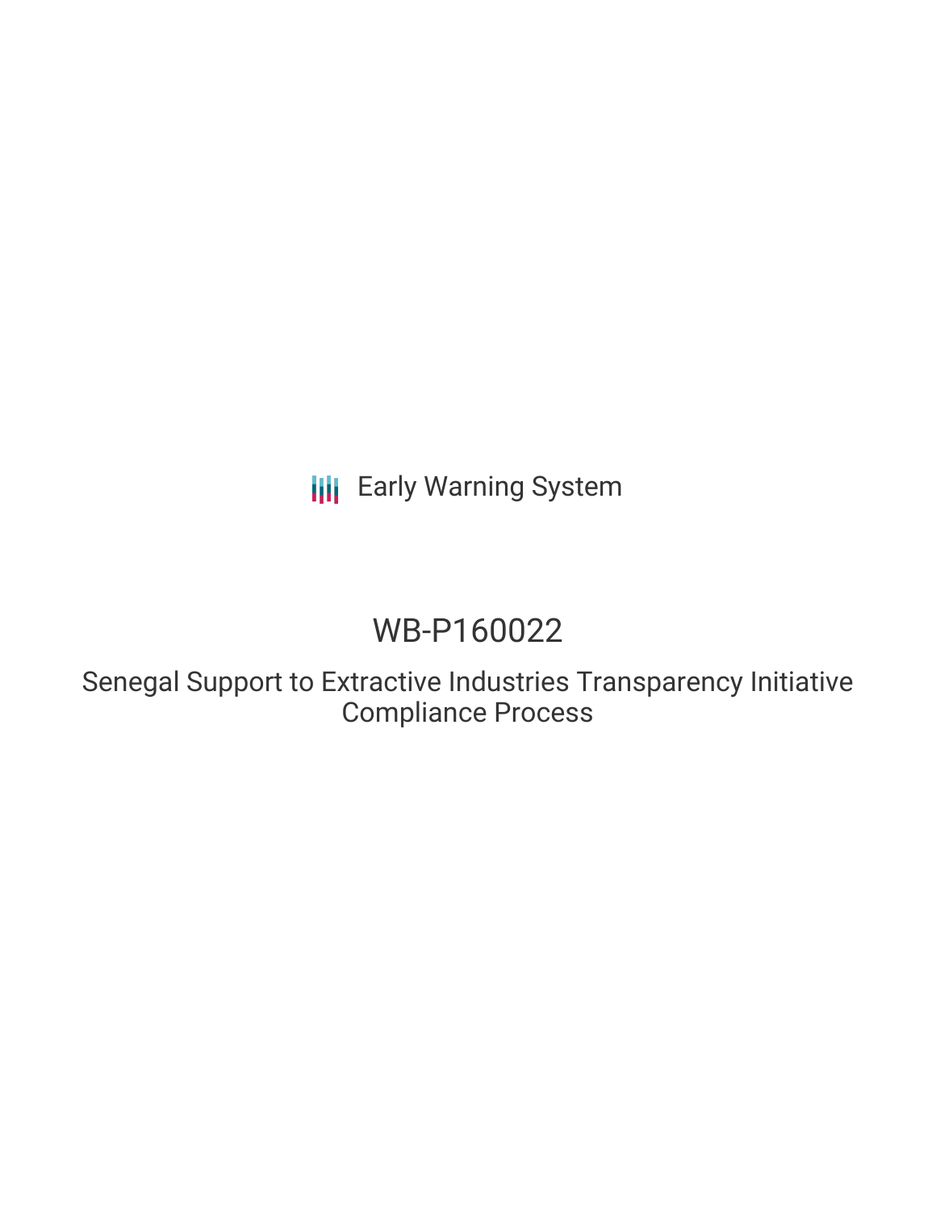Early Warning System

# WB-P160022

## Senegal Support to Extractive Industries Transparency Initiative Compliance Process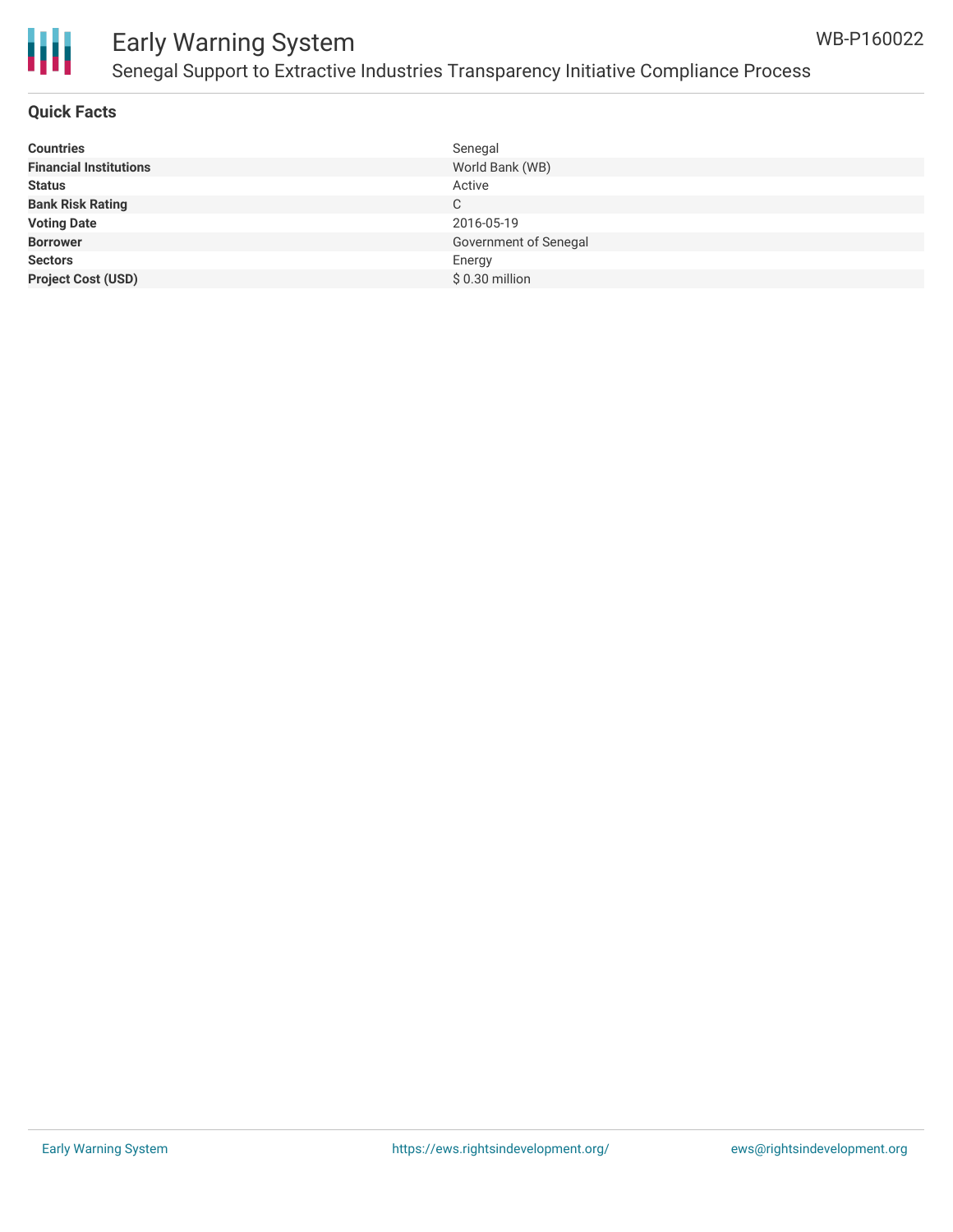## Quick Facts

| | |
|---|---|
| **Countries** | Senegal |
| **Financial Institutions** | World Bank (WB) |
| **Status** | Active |
| **Bank Risk Rating** | C |
| **Voting Date** | 2016-05-19 |
| **Borrower** | Government of Senegal |
| **Sectors** | Energy |
| **Project Cost (USD)** | $ 0.30 million |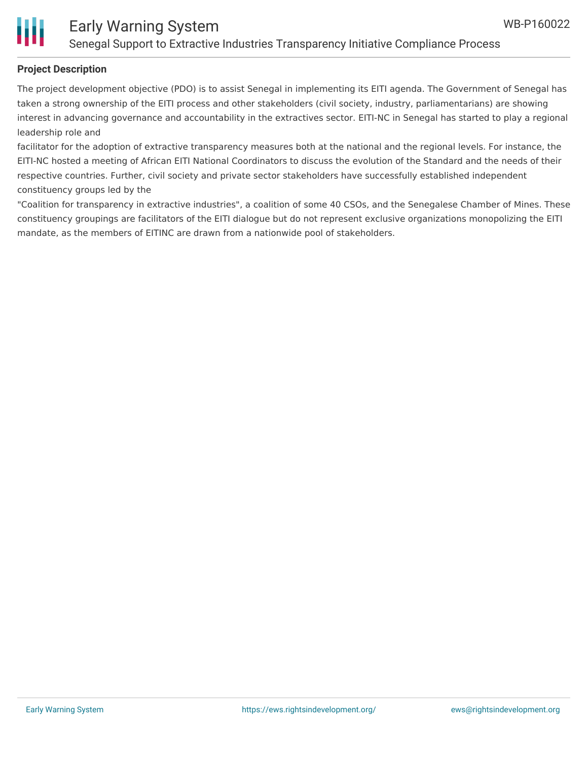**Project Description**

The project development objective (PDO) is to assist Senegal in implementing its EITI agenda. The Government of Senegal has taken a strong ownership of the EITI process and other stakeholders (civil society, industry, parliamentarians) are showing interest in advancing governance and accountability in the extractives sector. EITI-NC in Senegal has started to play a regional leadership role and

facilitator for the adoption of extractive transparency measures both at the national and the regional levels. For instance, the EITI-NC hosted a meeting of African EITI National Coordinators to discuss the evolution of the Standard and the needs of their respective countries. Further, civil society and private sector stakeholders have successfully established independent constituency groups led by the

"Coalition for transparency in extractive industries", a coalition of some 40 CSOs, and the Senegalese Chamber of Mines. These constituency groupings are facilitators of the EITI dialogue but do not represent exclusive organizations monopolizing the EITI mandate, as the members of EITINC are drawn from a nationwide pool of stakeholders.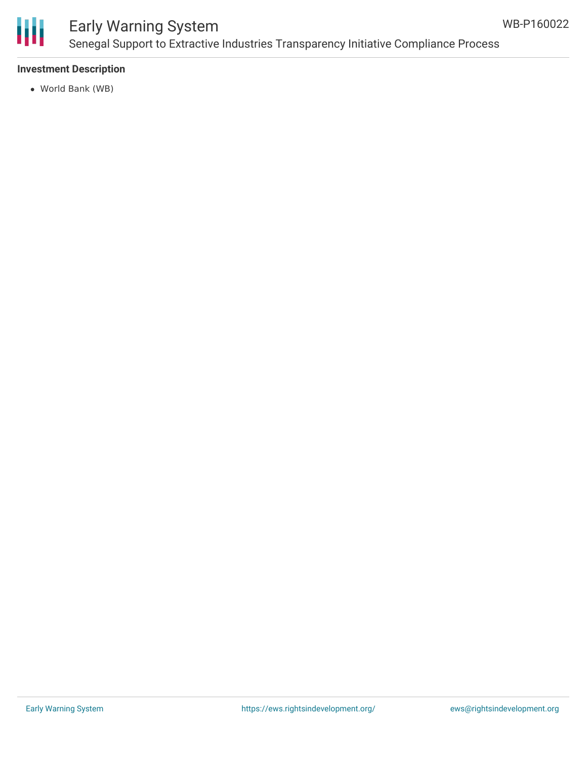### Investment Description

- World Bank (WB)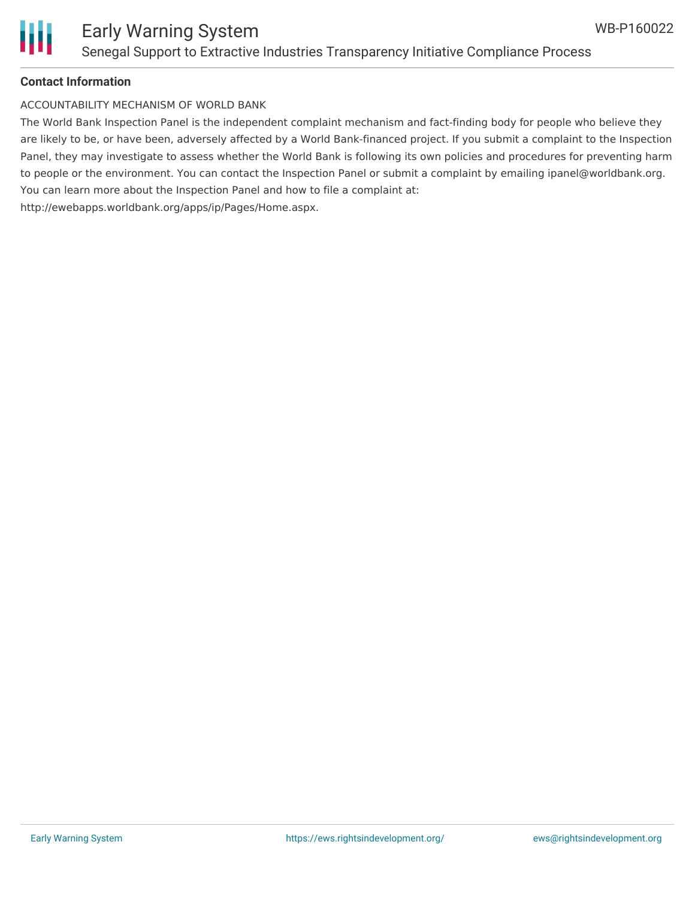**Contact Information**

ACCOUNTABILITY MECHANISM OF WORLD BANK

The World Bank Inspection Panel is the independent complaint mechanism and fact-finding body for people who believe they are likely to be, or have been, adversely affected by a World Bank-financed project. If you submit a complaint to the Inspection Panel, they may investigate to assess whether the World Bank is following its own policies and procedures for preventing harm to people or the environment. You can contact the Inspection Panel or submit a complaint by emailing ipanel@worldbank.org. You can learn more about the Inspection Panel and how to file a complaint at:
http://ewebapps.worldbank.org/apps/ip/Pages/Home.aspx.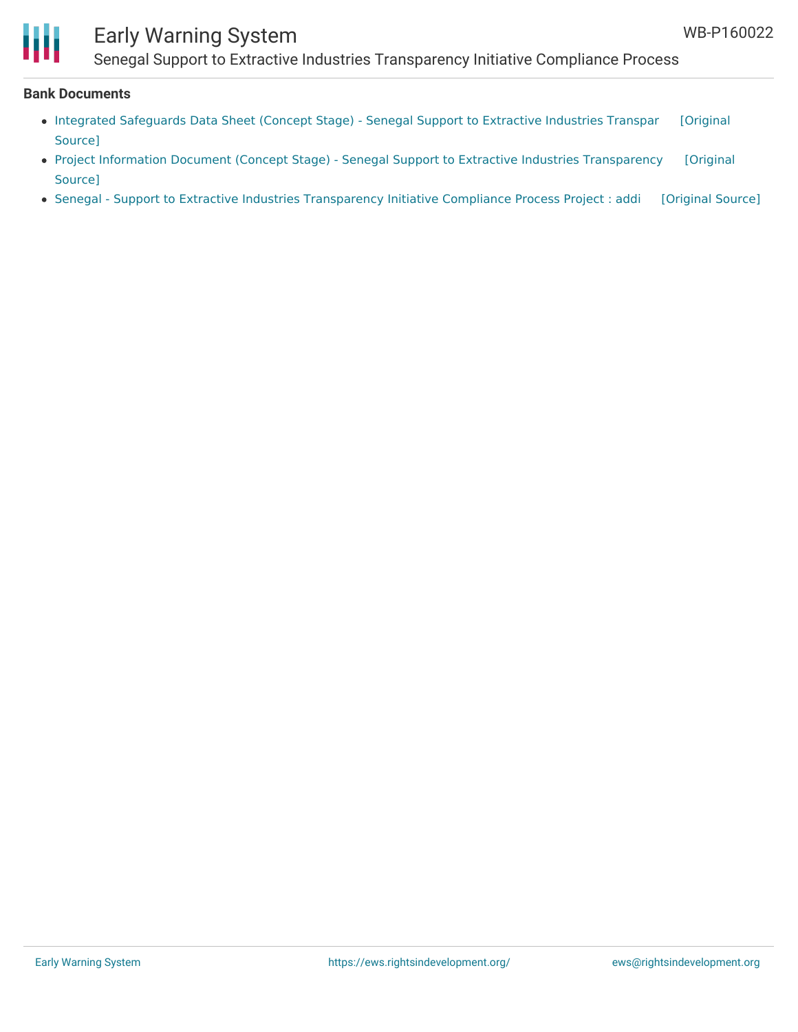## Bank Documents

- Integrated Safeguards Data Sheet (Concept Stage) - Senegal Support to Extractive Industries Transpar [Original Source]
- Project Information Document (Concept Stage) - Senegal Support to Extractive Industries Transparency [Original Source]
- Senegal - Support to Extractive Industries Transparency Initiative Compliance Process Project : addi [Original Source]